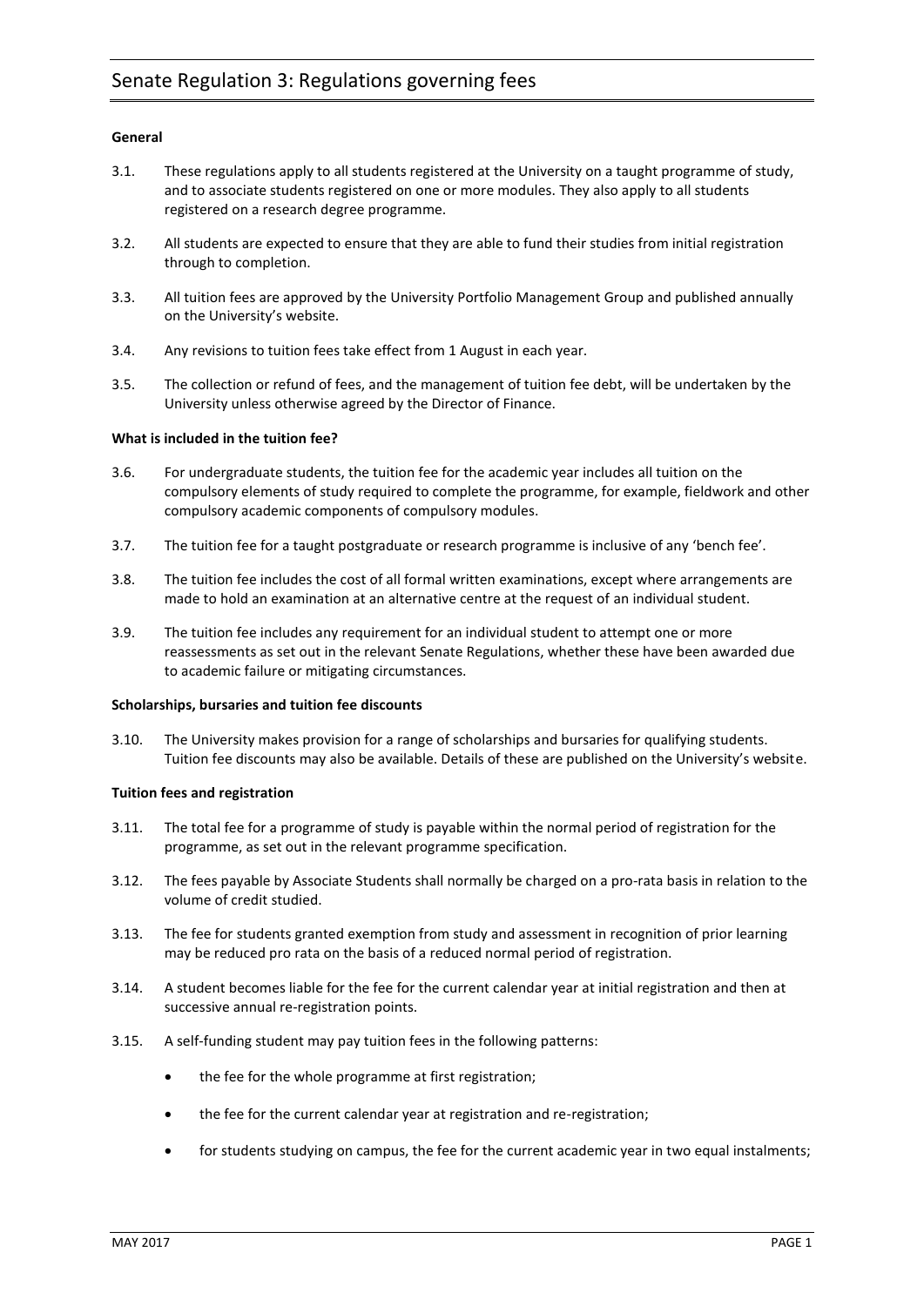# Senate Regulation 3: Regulations governing fees

**General**

3.1. These regulations apply to all students registered at the University on a taught programme of study, and to associate students registered on one or more modules. They also apply to all students registered on a research degree programme.

3.2. All students are expected to ensure that they are able to fund their studies from initial registration through to completion.

3.3. All tuition fees are approved by the University Portfolio Management Group and published annually on the University's website.

3.4. Any revisions to tuition fees take effect from 1 August in each year.

3.5. The collection or refund of fees, and the management of tuition fee debt, will be undertaken by the University unless otherwise agreed by the Director of Finance.

**What is included in the tuition fee?**

3.6. For undergraduate students, the tuition fee for the academic year includes all tuition on the compulsory elements of study required to complete the programme, for example, fieldwork and other compulsory academic components of compulsory modules.

3.7. The tuition fee for a taught postgraduate or research programme is inclusive of any 'bench fee'.

3.8. The tuition fee includes the cost of all formal written examinations, except where arrangements are made to hold an examination at an alternative centre at the request of an individual student.

3.9. The tuition fee includes any requirement for an individual student to attempt one or more reassessments as set out in the relevant Senate Regulations, whether these have been awarded due to academic failure or mitigating circumstances.

**Scholarships, bursaries and tuition fee discounts**

3.10. The University makes provision for a range of scholarships and bursaries for qualifying students. Tuition fee discounts may also be available. Details of these are published on the University's website.

**Tuition fees and registration**

3.11. The total fee for a programme of study is payable within the normal period of registration for the programme, as set out in the relevant programme specification.

3.12. The fees payable by Associate Students shall normally be charged on a pro-rata basis in relation to the volume of credit studied.

3.13. The fee for students granted exemption from study and assessment in recognition of prior learning may be reduced pro rata on the basis of a reduced normal period of registration.

3.14. A student becomes liable for the fee for the current calendar year at initial registration and then at successive annual re-registration points.

3.15. A self-funding student may pay tuition fees in the following patterns:

- the fee for the whole programme at first registration;
- the fee for the current calendar year at registration and re-registration;
- for students studying on campus, the fee for the current academic year in two equal instalments;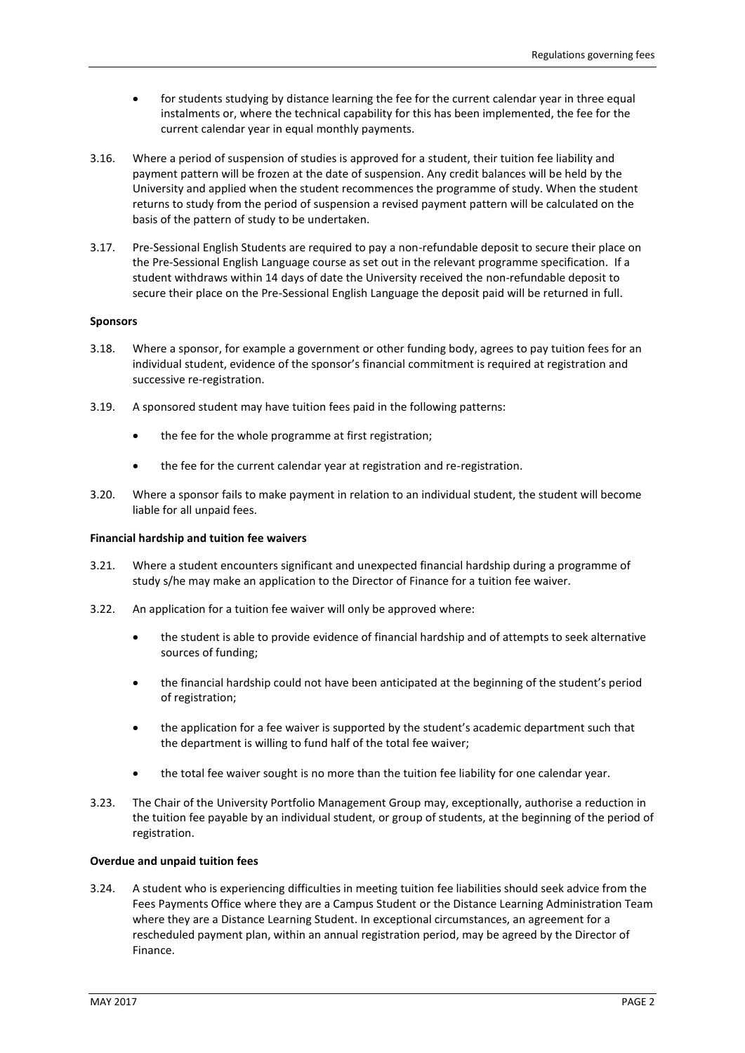- for students studying by distance learning the fee for the current calendar year in three equal instalments or, where the technical capability for this has been implemented, the fee for the current calendar year in equal monthly payments.

3.16. Where a period of suspension of studies is approved for a student, their tuition fee liability and payment pattern will be frozen at the date of suspension. Any credit balances will be held by the University and applied when the student recommences the programme of study. When the student returns to study from the period of suspension a revised payment pattern will be calculated on the basis of the pattern of study to be undertaken.

3.17. Pre-Sessional English Students are required to pay a non-refundable deposit to secure their place on the Pre-Sessional English Language course as set out in the relevant programme specification. If a student withdraws within 14 days of date the University received the non-refundable deposit to secure their place on the Pre-Sessional English Language the deposit paid will be returned in full.

**Sponsors**

3.18. Where a sponsor, for example a government or other funding body, agrees to pay tuition fees for an individual student, evidence of the sponsor's financial commitment is required at registration and successive re-registration.

3.19. A sponsored student may have tuition fees paid in the following patterns:

- the fee for the whole programme at first registration;
- the fee for the current calendar year at registration and re-registration.

3.20. Where a sponsor fails to make payment in relation to an individual student, the student will become liable for all unpaid fees.

**Financial hardship and tuition fee waivers**

3.21. Where a student encounters significant and unexpected financial hardship during a programme of study s/he may make an application to the Director of Finance for a tuition fee waiver.

3.22. An application for a tuition fee waiver will only be approved where:

- the student is able to provide evidence of financial hardship and of attempts to seek alternative sources of funding;
- the financial hardship could not have been anticipated at the beginning of the student's period of registration;
- the application for a fee waiver is supported by the student's academic department such that the department is willing to fund half of the total fee waiver;
- the total fee waiver sought is no more than the tuition fee liability for one calendar year.

3.23. The Chair of the University Portfolio Management Group may, exceptionally, authorise a reduction in the tuition fee payable by an individual student, or group of students, at the beginning of the period of registration.

**Overdue and unpaid tuition fees**

3.24. A student who is experiencing difficulties in meeting tuition fee liabilities should seek advice from the Fees Payments Office where they are a Campus Student or the Distance Learning Administration Team where they are a Distance Learning Student. In exceptional circumstances, an agreement for a rescheduled payment plan, within an annual registration period, may be agreed by the Director of Finance.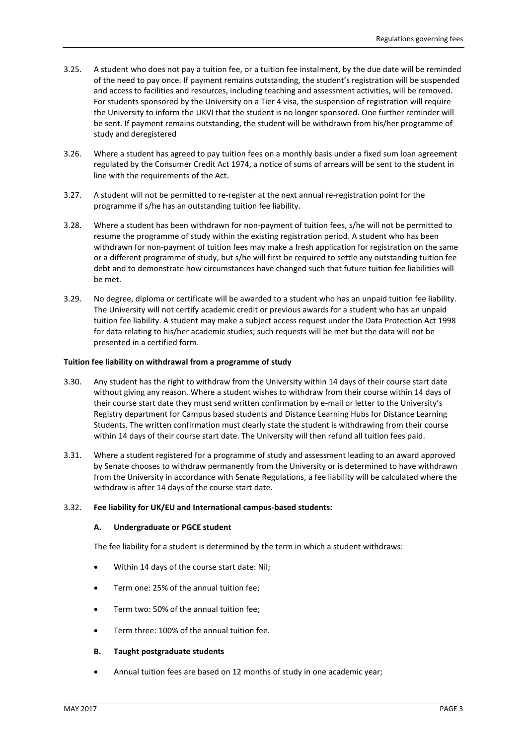3.25. A student who does not pay a tuition fee, or a tuition fee instalment, by the due date will be reminded of the need to pay once. If payment remains outstanding, the student's registration will be suspended and access to facilities and resources, including teaching and assessment activities, will be removed. For students sponsored by the University on a Tier 4 visa, the suspension of registration will require the University to inform the UKVI that the student is no longer sponsored. One further reminder will be sent. If payment remains outstanding, the student will be withdrawn from his/her programme of study and deregistered

3.26. Where a student has agreed to pay tuition fees on a monthly basis under a fixed sum loan agreement regulated by the Consumer Credit Act 1974, a notice of sums of arrears will be sent to the student in line with the requirements of the Act.

3.27. A student will not be permitted to re-register at the next annual re-registration point for the programme if s/he has an outstanding tuition fee liability.

3.28. Where a student has been withdrawn for non-payment of tuition fees, s/he will not be permitted to resume the programme of study within the existing registration period. A student who has been withdrawn for non-payment of tuition fees may make a fresh application for registration on the same or a different programme of study, but s/he will first be required to settle any outstanding tuition fee debt and to demonstrate how circumstances have changed such that future tuition fee liabilities will be met.

3.29. No degree, diploma or certificate will be awarded to a student who has an unpaid tuition fee liability. The University will not certify academic credit or previous awards for a student who has an unpaid tuition fee liability. A student may make a subject access request under the Data Protection Act 1998 for data relating to his/her academic studies; such requests will be met but the data will not be presented in a certified form.

**Tuition fee liability on withdrawal from a programme of study**

3.30. Any student has the right to withdraw from the University within 14 days of their course start date without giving any reason. Where a student wishes to withdraw from their course within 14 days of their course start date they must send written confirmation by e-mail or letter to the University's Registry department for Campus based students and Distance Learning Hubs for Distance Learning Students. The written confirmation must clearly state the student is withdrawing from their course within 14 days of their course start date. The University will then refund all tuition fees paid.

3.31. Where a student registered for a programme of study and assessment leading to an award approved by Senate chooses to withdraw permanently from the University or is determined to have withdrawn from the University in accordance with Senate Regulations, a fee liability will be calculated where the withdraw is after 14 days of the course start date.

3.32. **Fee liability for UK/EU and International campus-based students:**

**A. Undergraduate or PGCE student**

The fee liability for a student is determined by the term in which a student withdraws:

- Within 14 days of the course start date: Nil;
- Term one: 25% of the annual tuition fee;
- Term two: 50% of the annual tuition fee;
- Term three: 100% of the annual tuition fee.

**B. Taught postgraduate students**

- Annual tuition fees are based on 12 months of study in one academic year;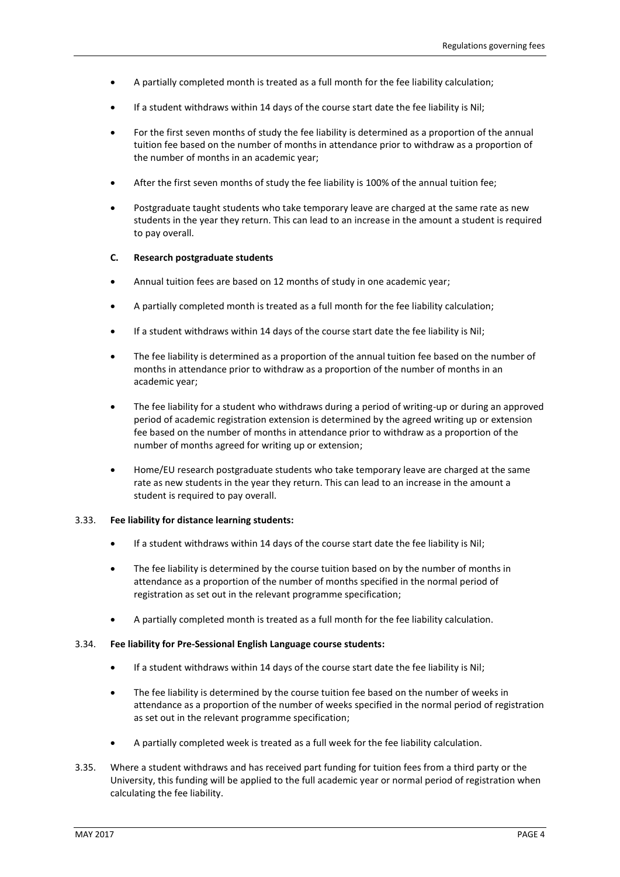- A partially completed month is treated as a full month for the fee liability calculation;
- If a student withdraws within 14 days of the course start date the fee liability is Nil;
- For the first seven months of study the fee liability is determined as a proportion of the annual tuition fee based on the number of months in attendance prior to withdraw as a proportion of the number of months in an academic year;
- After the first seven months of study the fee liability is 100% of the annual tuition fee;
- Postgraduate taught students who take temporary leave are charged at the same rate as new students in the year they return. This can lead to an increase in the amount a student is required to pay overall.

**C. Research postgraduate students**

- Annual tuition fees are based on 12 months of study in one academic year;
- A partially completed month is treated as a full month for the fee liability calculation;
- If a student withdraws within 14 days of the course start date the fee liability is Nil;
- The fee liability is determined as a proportion of the annual tuition fee based on the number of months in attendance prior to withdraw as a proportion of the number of months in an academic year;
- The fee liability for a student who withdraws during a period of writing-up or during an approved period of academic registration extension is determined by the agreed writing up or extension fee based on the number of months in attendance prior to withdraw as a proportion of the number of months agreed for writing up or extension;
- Home/EU research postgraduate students who take temporary leave are charged at the same rate as new students in the year they return. This can lead to an increase in the amount a student is required to pay overall.

3.33. **Fee liability for distance learning students:**

- If a student withdraws within 14 days of the course start date the fee liability is Nil;
- The fee liability is determined by the course tuition based on by the number of months in attendance as a proportion of the number of months specified in the normal period of registration as set out in the relevant programme specification;
- A partially completed month is treated as a full month for the fee liability calculation.

3.34. **Fee liability for Pre-Sessional English Language course students:**

- If a student withdraws within 14 days of the course start date the fee liability is Nil;
- The fee liability is determined by the course tuition fee based on the number of weeks in attendance as a proportion of the number of weeks specified in the normal period of registration as set out in the relevant programme specification;
- A partially completed week is treated as a full week for the fee liability calculation.

3.35. Where a student withdraws and has received part funding for tuition fees from a third party or the University, this funding will be applied to the full academic year or normal period of registration when calculating the fee liability.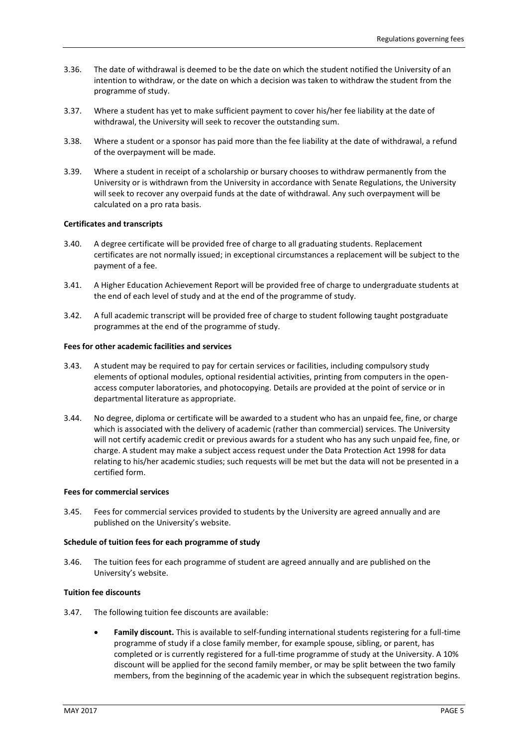3.36. The date of withdrawal is deemed to be the date on which the student notified the University of an intention to withdraw, or the date on which a decision was taken to withdraw the student from the programme of study.

3.37. Where a student has yet to make sufficient payment to cover his/her fee liability at the date of withdrawal, the University will seek to recover the outstanding sum.

3.38. Where a student or a sponsor has paid more than the fee liability at the date of withdrawal, a refund of the overpayment will be made.

3.39. Where a student in receipt of a scholarship or bursary chooses to withdraw permanently from the University or is withdrawn from the University in accordance with Senate Regulations, the University will seek to recover any overpaid funds at the date of withdrawal. Any such overpayment will be calculated on a pro rata basis.

**Certificates and transcripts**

3.40. A degree certificate will be provided free of charge to all graduating students. Replacement certificates are not normally issued; in exceptional circumstances a replacement will be subject to the payment of a fee.

3.41. A Higher Education Achievement Report will be provided free of charge to undergraduate students at the end of each level of study and at the end of the programme of study.

3.42. A full academic transcript will be provided free of charge to student following taught postgraduate programmes at the end of the programme of study.

**Fees for other academic facilities and services**

3.43. A student may be required to pay for certain services or facilities, including compulsory study elements of optional modules, optional residential activities, printing from computers in the open-access computer laboratories, and photocopying. Details are provided at the point of service or in departmental literature as appropriate.

3.44. No degree, diploma or certificate will be awarded to a student who has an unpaid fee, fine, or charge which is associated with the delivery of academic (rather than commercial) services. The University will not certify academic credit or previous awards for a student who has any such unpaid fee, fine, or charge. A student may make a subject access request under the Data Protection Act 1998 for data relating to his/her academic studies; such requests will be met but the data will not be presented in a certified form.

**Fees for commercial services**

3.45. Fees for commercial services provided to students by the University are agreed annually and are published on the University's website.

**Schedule of tuition fees for each programme of study**

3.46. The tuition fees for each programme of student are agreed annually and are published on the University's website.

**Tuition fee discounts**

3.47. The following tuition fee discounts are available:

- **Family discount.** This is available to self-funding international students registering for a full-time programme of study if a close family member, for example spouse, sibling, or parent, has completed or is currently registered for a full-time programme of study at the University. A 10% discount will be applied for the second family member, or may be split between the two family members, from the beginning of the academic year in which the subsequent registration begins.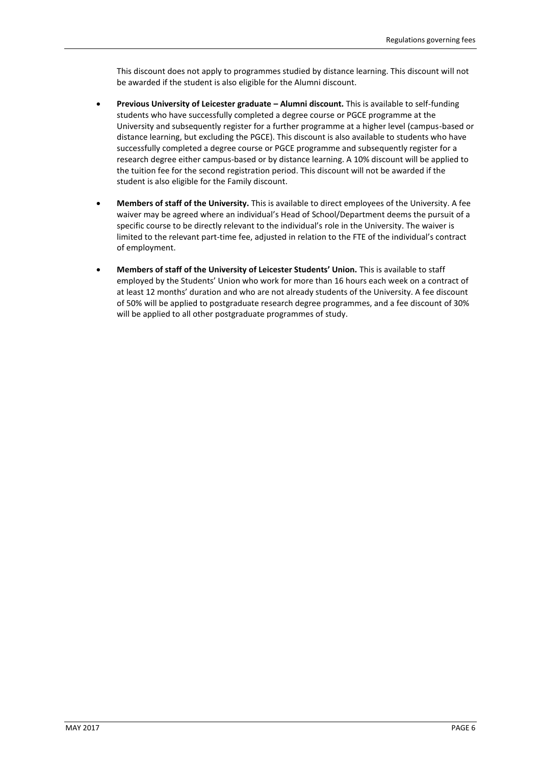This discount does not apply to programmes studied by distance learning. This discount will not be awarded if the student is also eligible for the Alumni discount.

- **Previous University of Leicester graduate – Alumni discount.** This is available to self-funding students who have successfully completed a degree course or PGCE programme at the University and subsequently register for a further programme at a higher level (campus-based or distance learning, but excluding the PGCE). This discount is also available to students who have successfully completed a degree course or PGCE programme and subsequently register for a research degree either campus-based or by distance learning. A 10% discount will be applied to the tuition fee for the second registration period. This discount will not be awarded if the student is also eligible for the Family discount.
- **Members of staff of the University.** This is available to direct employees of the University. A fee waiver may be agreed where an individual's Head of School/Department deems the pursuit of a specific course to be directly relevant to the individual's role in the University. The waiver is limited to the relevant part-time fee, adjusted in relation to the FTE of the individual's contract of employment.
- **Members of staff of the University of Leicester Students' Union.** This is available to staff employed by the Students' Union who work for more than 16 hours each week on a contract of at least 12 months' duration and who are not already students of the University. A fee discount of 50% will be applied to postgraduate research degree programmes, and a fee discount of 30% will be applied to all other postgraduate programmes of study.